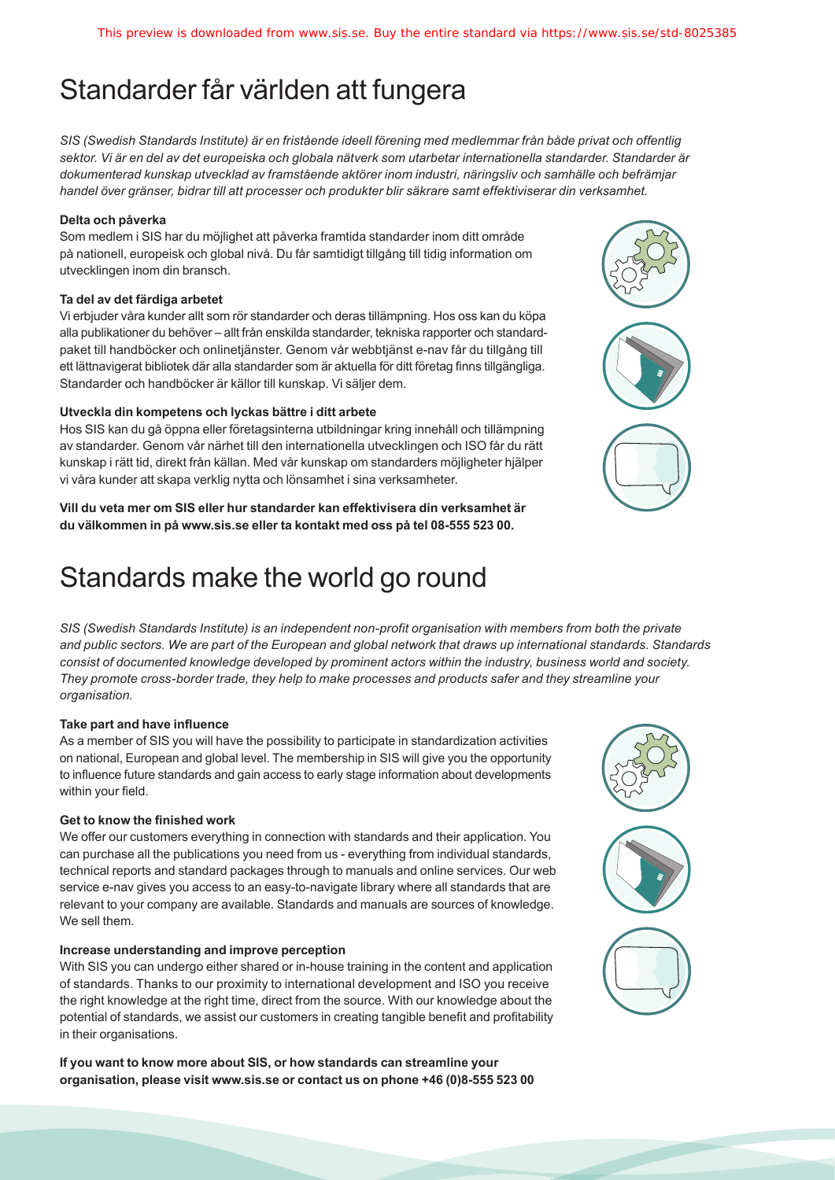# Standarder får världen att fungera

*SIS (Swedish Standards Institute) är en fristående ideell förening med medlemmar från både privat och offentlig sektor. Vi är en del av det europeiska och globala nätverk som utarbetar internationella standarder. Standarder är dokumenterad kunskap utvecklad av framstående aktörer inom industri, näringsliv och samhälle och befrämjar handel över gränser, bidrar till att processer och produkter blir säkrare samt effektiviserar din verksamhet.*

**Delta och påverka**

Som medlem i SIS har du möjlighet att påverka framtida standarder inom ditt område på nationell, europeisk och global nivå. Du får samtidigt tillgång till tidig information om utvecklingen inom din bransch.

**Ta del av det färdiga arbetet**

Vi erbjuder våra kunder allt som rör standarder och deras tillämpning. Hos oss kan du köpa alla publikationer du behöver – allt från enskilda standarder, tekniska rapporter och standardpaket till handböcker och onlinetjänster. Genom vår webbtjänst e-nav får du tillgång till ett lättnavigerat bibliotek där alla standarder som är aktuella för ditt företag finns tillgängliga. Standarder och handböcker är källor till kunskap. Vi säljer dem.

**Utveckla din kompetens och lyckas bättre i ditt arbete**

Hos SIS kan du gå öppna eller företagsinterna utbildningar kring innehåll och tillämpning av standarder. Genom vår närhet till den internationella utvecklingen och ISO får du rätt kunskap i rätt tid, direkt från källan. Med vår kunskap om standarders möjligheter hjälper vi våra kunder att skapa verklig nytta och lönsamhet i sina verksamheter.

**Vill du veta mer om SIS eller hur standarder kan effektivisera din verksamhet är du välkommen in på www.sis.se eller ta kontakt med oss på tel 08-555 523 00.**

# Standards make the world go round

*SIS (Swedish Standards Institute) is an independent non-profit organisation with members from both the private and public sectors. We are part of the European and global network that draws up international standards. Standards consist of documented knowledge developed by prominent actors within the industry, business world and society. They promote cross-border trade, they help to make processes and products safer and they streamline your organisation.*

**Take part and have influence**

As a member of SIS you will have the possibility to participate in standardization activities on national, European and global level. The membership in SIS will give you the opportunity to influence future standards and gain access to early stage information about developments within your field.

**Get to know the finished work**

We offer our customers everything in connection with standards and their application. You can purchase all the publications you need from us - everything from individual standards, technical reports and standard packages through to manuals and online services. Our web service e-nav gives you access to an easy-to-navigate library where all standards that are relevant to your company are available. Standards and manuals are sources of knowledge. We sell them.

**Increase understanding and improve perception**

With SIS you can undergo either shared or in-house training in the content and application of standards. Thanks to our proximity to international development and ISO you receive the right knowledge at the right time, direct from the source. With our knowledge about the potential of standards, we assist our customers in creating tangible benefit and profitability in their organisations.

**If you want to know more about SIS, or how standards can streamline your organisation, please visit www.sis.se or contact us on phone +46 (0)8-555 523 00**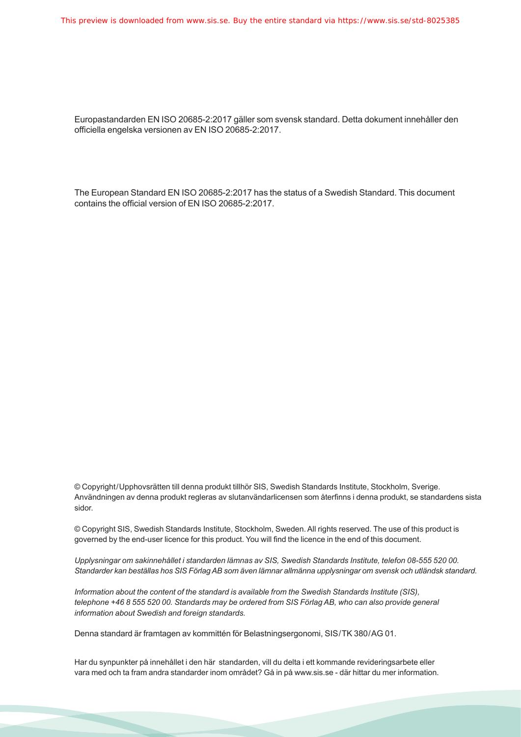Europastandarden EN ISO 20685-2:2017 gäller som svensk standard. Detta dokument innehåller den officiella engelska versionen av EN ISO 20685-2:2017.

The European Standard EN ISO 20685-2:2017 has the status of a Swedish Standard. This document contains the official version of EN ISO 20685-2:2017.

© Copyright/Upphovsrätten till denna produkt tillhör SIS, Swedish Standards Institute, Stockholm, Sverige. Användningen av denna produkt regleras av slutanvändarlicensen som återfinns i denna produkt, se standardens sista sidor.

© Copyright SIS, Swedish Standards Institute, Stockholm, Sweden. All rights reserved. The use of this product is governed by the end-user licence for this product. You will find the licence in the end of this document.

*Upplysningar om sakinnehållet i standarden lämnas av SIS, Swedish Standards Institute, telefon 08-555 520 00. Standarder kan beställas hos SIS Förlag AB som även lämnar allmänna upplysningar om svensk och utländsk standard.*

*Information about the content of the standard is available from the Swedish Standards Institute (SIS), telephone +46 8 555 520 00. Standards may be ordered from SIS Förlag AB, who can also provide general information about Swedish and foreign standards.*

Denna standard är framtagen av kommittén för Belastningsergonomi, SIS/TK 380/AG 01.

Har du synpunkter på innehållet i den här standarden, vill du delta i ett kommande revideringsarbete eller vara med och ta fram andra standarder inom området? Gå in på www.sis.se - där hittar du mer information.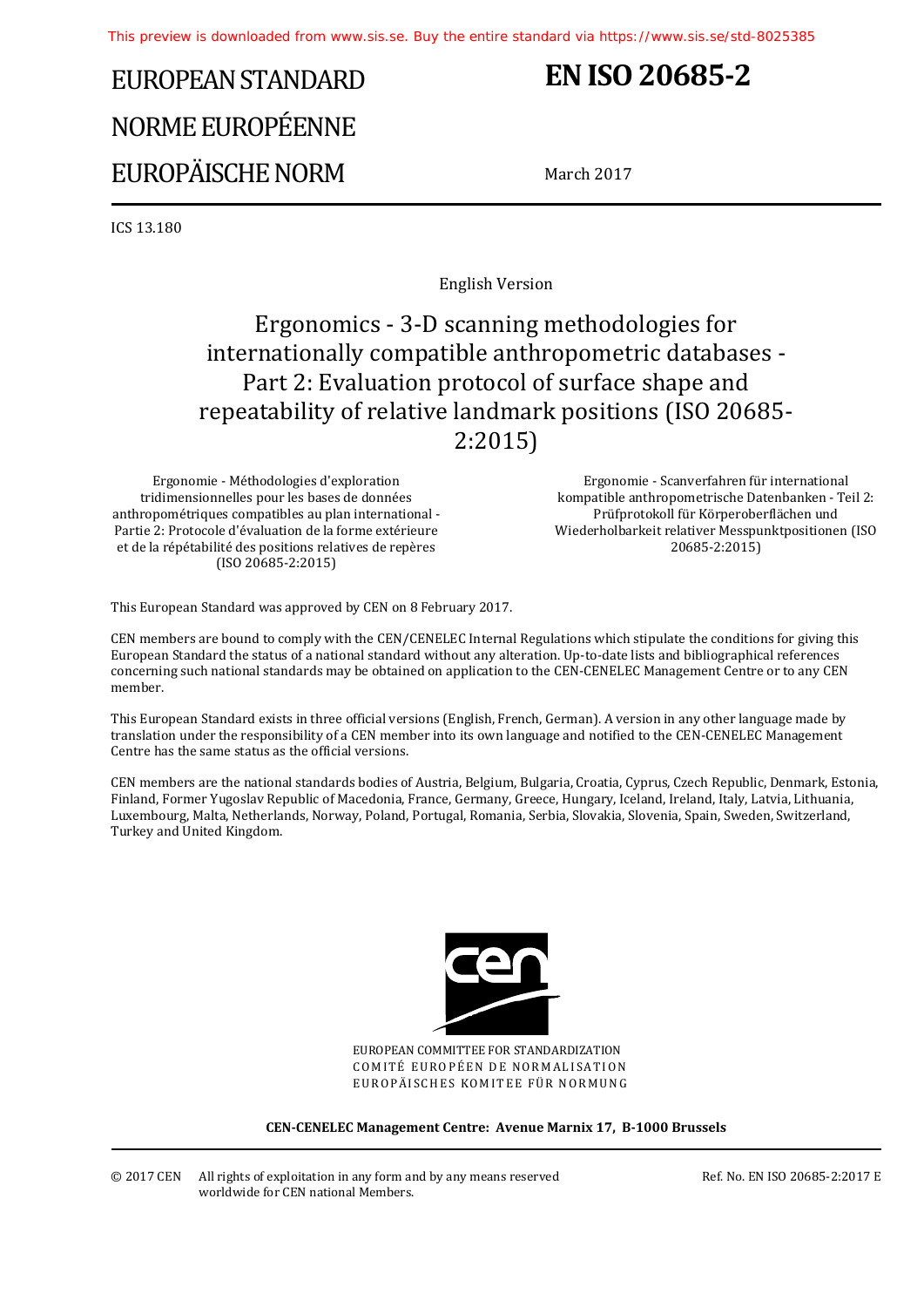This preview is downloaded from www.sis.se. Buy the entire standard via https://www.sis.se/std-8025385

# EUROPEAN STANDARD
# NORME EUROPÉENNE
# EUROPÄISCHE NORM

# EN ISO 20685-2

March 2017

ICS 13.180

English Version

## Ergonomics - 3-D scanning methodologies for internationally compatible anthropometric databases - Part 2: Evaluation protocol of surface shape and repeatability of relative landmark positions (ISO 20685-2:2015)

Ergonomie - Méthodologies d'exploration tridimensionnelles pour les bases de données anthropométriques compatibles au plan international - Partie 2: Protocole d'évaluation de la forme extérieure et de la répétabilité des positions relatives de repères (ISO 20685-2:2015)

Ergonomie - Scanverfahren für international kompatible anthropometrische Datenbanken - Teil 2: Prüfprotokoll für Körperoberflächen und Wiederholbarkeit relativer Messpunktpositionen (ISO 20685-2:2015)

This European Standard was approved by CEN on 8 February 2017.

CEN members are bound to comply with the CEN/CENELEC Internal Regulations which stipulate the conditions for giving this European Standard the status of a national standard without any alteration. Up-to-date lists and bibliographical references concerning such national standards may be obtained on application to the CEN-CENELEC Management Centre or to any CEN member.

This European Standard exists in three official versions (English, French, German). A version in any other language made by translation under the responsibility of a CEN member into its own language and notified to the CEN-CENELEC Management Centre has the same status as the official versions.

CEN members are the national standards bodies of Austria, Belgium, Bulgaria, Croatia, Cyprus, Czech Republic, Denmark, Estonia, Finland, Former Yugoslav Republic of Macedonia, France, Germany, Greece, Hungary, Iceland, Ireland, Italy, Latvia, Lithuania, Luxembourg, Malta, Netherlands, Norway, Poland, Portugal, Romania, Serbia, Slovakia, Slovenia, Spain, Sweden, Switzerland, Turkey and United Kingdom.

EUROPEAN COMMITTEE FOR STANDARDIZATION
COMITÉ EUROPÉEN DE NORMALISATION
EUROPÄISCHES KOMITEE FÜR NORMUNG

**CEN-CENELEC Management Centre: Avenue Marnix 17, B-1000 Brussels**

© 2017 CEN All rights of exploitation in any form and by any means reserved worldwide for CEN national Members.

Ref. No. EN ISO 20685-2:2017 E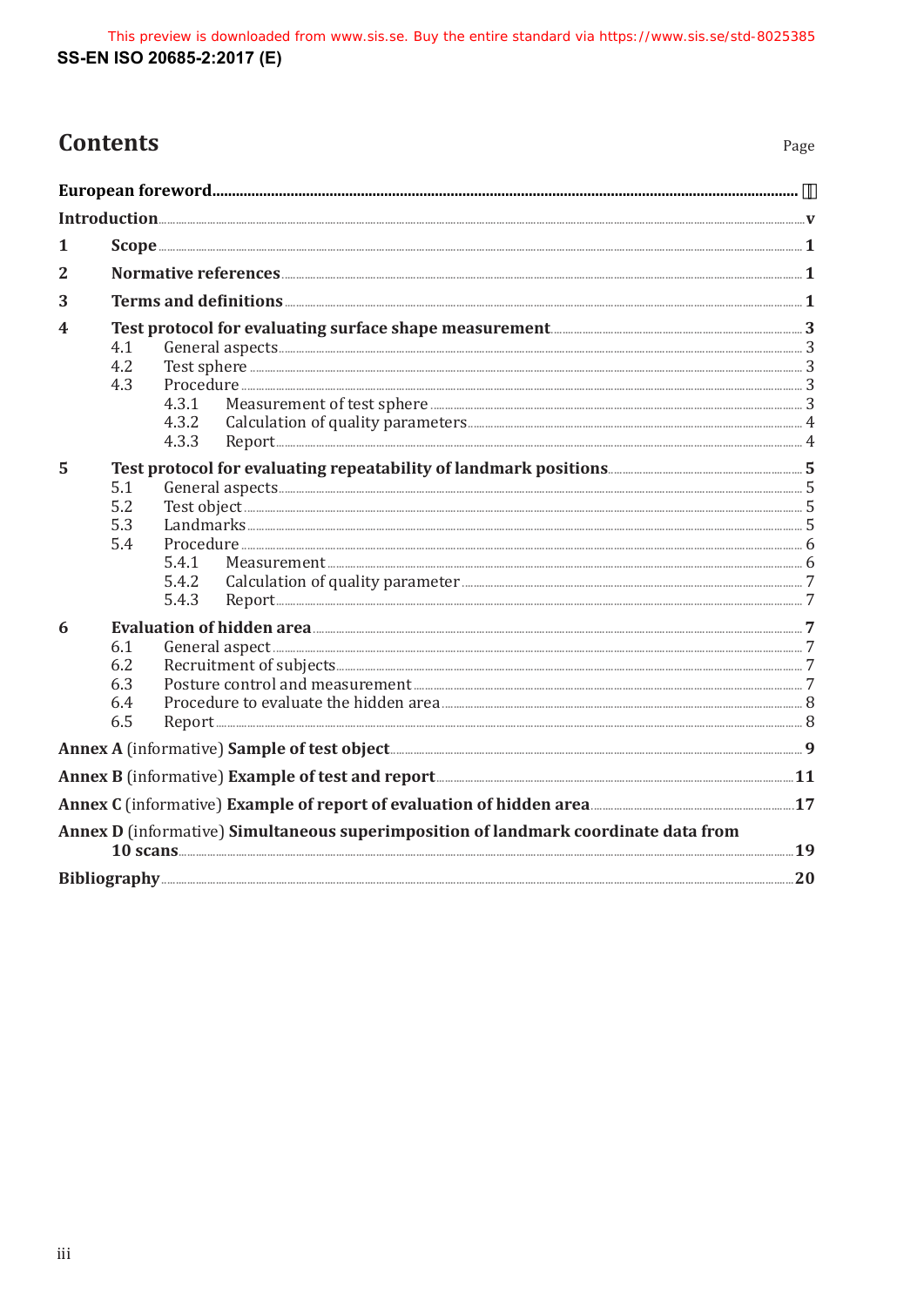# Contents

Page

**European foreword** ..... 

**Introduction** ..... **v**

**1 Scope** ..... **1**

**2 Normative references** ..... **1**

**3 Terms and definitions** ..... **1**

**4 Test protocol for evaluating surface shape measurement** ..... **3**

- 4.1 General aspects ..... 3
- 4.2 Test sphere ..... 3
- 4.3 Procedure ..... 3
  - 4.3.1 Measurement of test sphere ..... 3
  - 4.3.2 Calculation of quality parameters ..... 4
  - 4.3.3 Report ..... 4

**5 Test protocol for evaluating repeatability of landmark positions** ..... **5**

- 5.1 General aspects ..... 5
- 5.2 Test object ..... 5
- 5.3 Landmarks ..... 5
- 5.4 Procedure ..... 6
  - 5.4.1 Measurement ..... 6
  - 5.4.2 Calculation of quality parameter ..... 7
  - 5.4.3 Report ..... 7

**6 Evaluation of hidden area** ..... **7**

- 6.1 General aspect ..... 7
- 6.2 Recruitment of subjects ..... 7
- 6.3 Posture control and measurement ..... 7
- 6.4 Procedure to evaluate the hidden area ..... 8
- 6.5 Report ..... 8

**Annex A** (informative) **Sample of test object** ..... **9**

**Annex B** (informative) **Example of test and report** ..... **11**

**Annex C** (informative) **Example of report of evaluation of hidden area** ..... **17**

**Annex D** (informative) **Simultaneous superimposition of landmark coordinate data from 10 scans** ..... **19**

**Bibliography** ..... **20**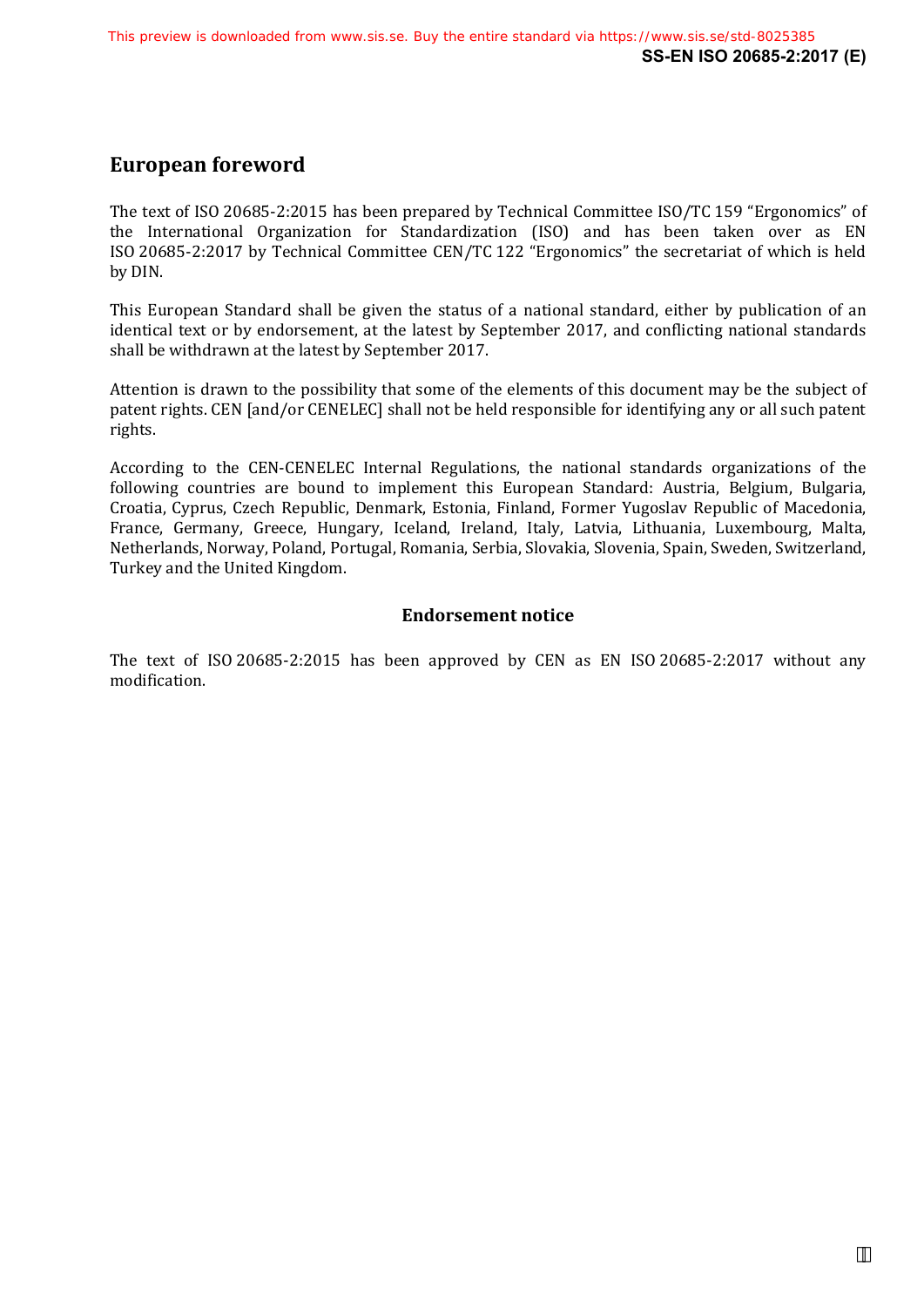# European foreword

The text of ISO 20685-2:2015 has been prepared by Technical Committee ISO/TC 159 "Ergonomics" of the International Organization for Standardization (ISO) and has been taken over as EN ISO 20685-2:2017 by Technical Committee CEN/TC 122 "Ergonomics" the secretariat of which is held by DIN.

This European Standard shall be given the status of a national standard, either by publication of an identical text or by endorsement, at the latest by September 2017, and conflicting national standards shall be withdrawn at the latest by September 2017.

Attention is drawn to the possibility that some of the elements of this document may be the subject of patent rights. CEN [and/or CENELEC] shall not be held responsible for identifying any or all such patent rights.

According to the CEN-CENELEC Internal Regulations, the national standards organizations of the following countries are bound to implement this European Standard: Austria, Belgium, Bulgaria, Croatia, Cyprus, Czech Republic, Denmark, Estonia, Finland, Former Yugoslav Republic of Macedonia, France, Germany, Greece, Hungary, Iceland, Ireland, Italy, Latvia, Lithuania, Luxembourg, Malta, Netherlands, Norway, Poland, Portugal, Romania, Serbia, Slovakia, Slovenia, Spain, Sweden, Switzerland, Turkey and the United Kingdom.

## Endorsement notice

The text of ISO 20685-2:2015 has been approved by CEN as EN ISO 20685-2:2017 without any modification.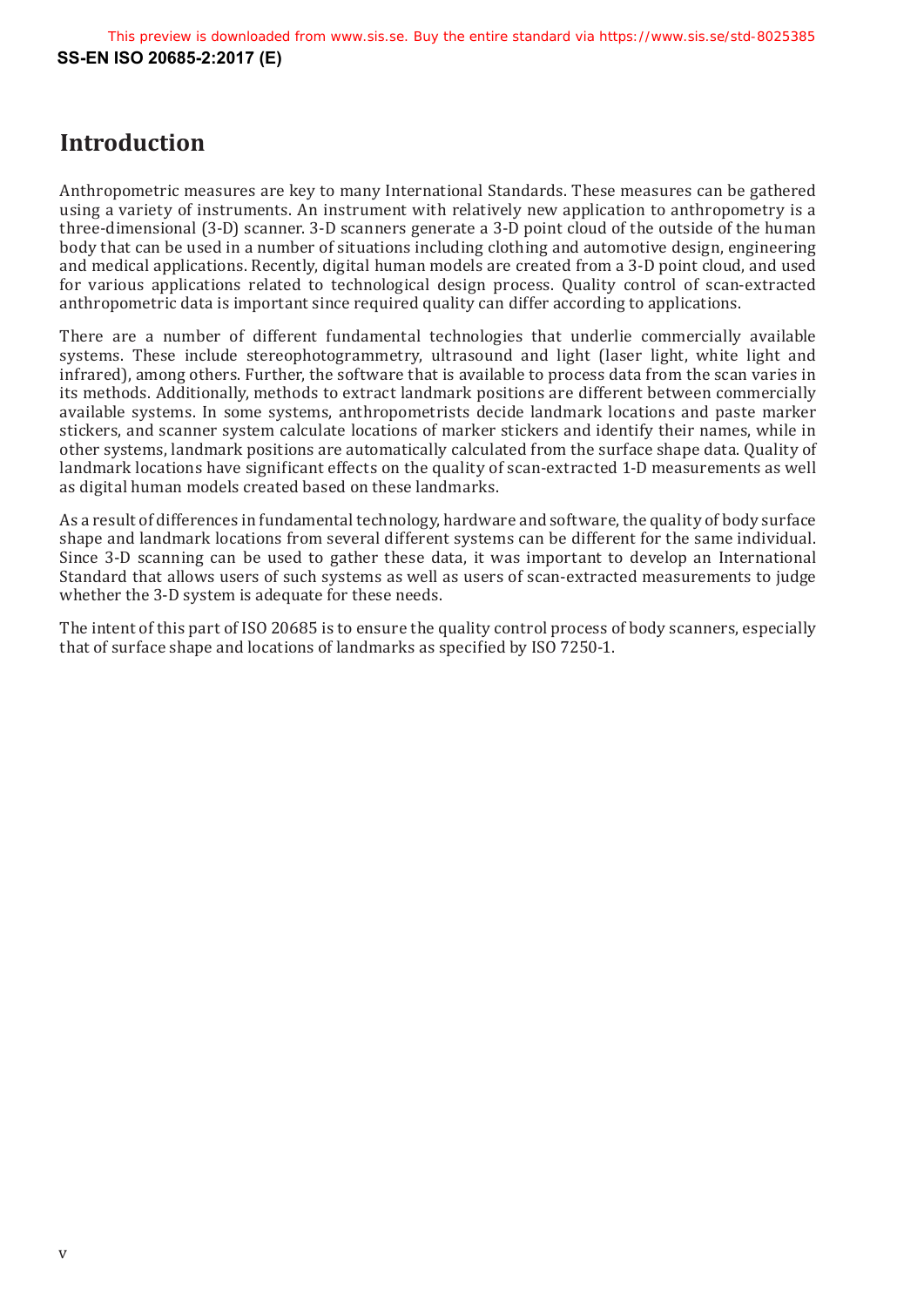# Introduction

Anthropometric measures are key to many International Standards. These measures can be gathered using a variety of instruments. An instrument with relatively new application to anthropometry is a three-dimensional (3-D) scanner. 3-D scanners generate a 3-D point cloud of the outside of the human body that can be used in a number of situations including clothing and automotive design, engineering and medical applications. Recently, digital human models are created from a 3-D point cloud, and used for various applications related to technological design process. Quality control of scan-extracted anthropometric data is important since required quality can differ according to applications.

There are a number of different fundamental technologies that underlie commercially available systems. These include stereophotogrammetry, ultrasound and light (laser light, white light and infrared), among others. Further, the software that is available to process data from the scan varies in its methods. Additionally, methods to extract landmark positions are different between commercially available systems. In some systems, anthropometrists decide landmark locations and paste marker stickers, and scanner system calculate locations of marker stickers and identify their names, while in other systems, landmark positions are automatically calculated from the surface shape data. Quality of landmark locations have significant effects on the quality of scan-extracted 1-D measurements as well as digital human models created based on these landmarks.

As a result of differences in fundamental technology, hardware and software, the quality of body surface shape and landmark locations from several different systems can be different for the same individual. Since 3-D scanning can be used to gather these data, it was important to develop an International Standard that allows users of such systems as well as users of scan-extracted measurements to judge whether the 3-D system is adequate for these needs.

The intent of this part of ISO 20685 is to ensure the quality control process of body scanners, especially that of surface shape and locations of landmarks as specified by ISO 7250-1.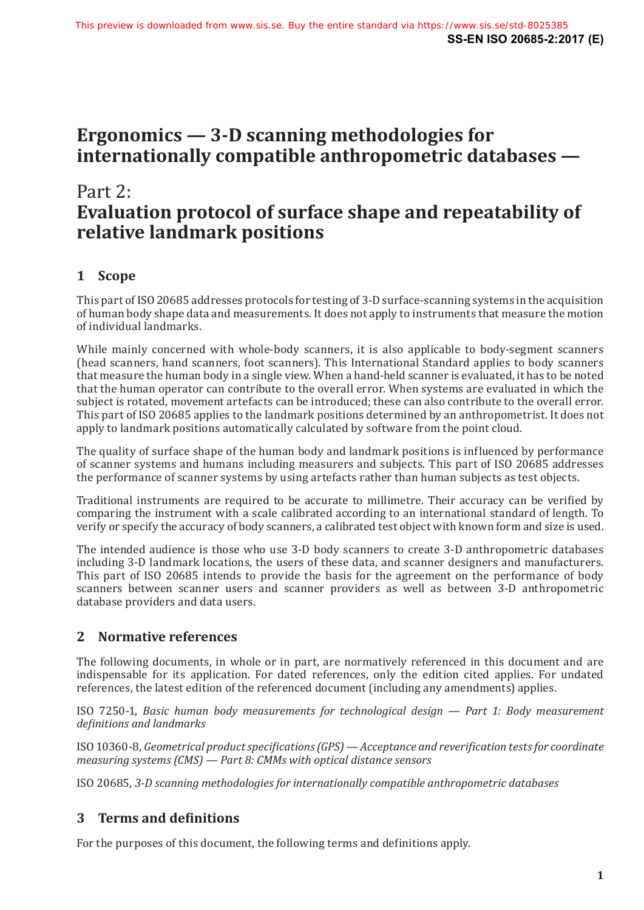# Ergonomics — 3-D scanning methodologies for internationally compatible anthropometric databases —

## Part 2: Evaluation protocol of surface shape and repeatability of relative landmark positions

## 1 Scope

This part of ISO 20685 addresses protocols for testing of 3-D surface-scanning systems in the acquisition of human body shape data and measurements. It does not apply to instruments that measure the motion of individual landmarks.

While mainly concerned with whole-body scanners, it is also applicable to body-segment scanners (head scanners, hand scanners, foot scanners). This International Standard applies to body scanners that measure the human body in a single view. When a hand-held scanner is evaluated, it has to be noted that the human operator can contribute to the overall error. When systems are evaluated in which the subject is rotated, movement artefacts can be introduced; these can also contribute to the overall error. This part of ISO 20685 applies to the landmark positions determined by an anthropometrist. It does not apply to landmark positions automatically calculated by software from the point cloud.

The quality of surface shape of the human body and landmark positions is influenced by performance of scanner systems and humans including measurers and subjects. This part of ISO 20685 addresses the performance of scanner systems by using artefacts rather than human subjects as test objects.

Traditional instruments are required to be accurate to millimetre. Their accuracy can be verified by comparing the instrument with a scale calibrated according to an international standard of length. To verify or specify the accuracy of body scanners, a calibrated test object with known form and size is used.

The intended audience is those who use 3-D body scanners to create 3-D anthropometric databases including 3-D landmark locations, the users of these data, and scanner designers and manufacturers. This part of ISO 20685 intends to provide the basis for the agreement on the performance of body scanners between scanner users and scanner providers as well as between 3-D anthropometric database providers and data users.

## 2 Normative references

The following documents, in whole or in part, are normatively referenced in this document and are indispensable for its application. For dated references, only the edition cited applies. For undated references, the latest edition of the referenced document (including any amendments) applies.

ISO 7250-1, *Basic human body measurements for technological design — Part 1: Body measurement definitions and landmarks*

ISO 10360-8, *Geometrical product specifications (GPS) — Acceptance and reverification tests for coordinate measuring systems (CMS) — Part 8: CMMs with optical distance sensors*

ISO 20685, *3-D scanning methodologies for internationally compatible anthropometric databases*

## 3 Terms and definitions

For the purposes of this document, the following terms and definitions apply.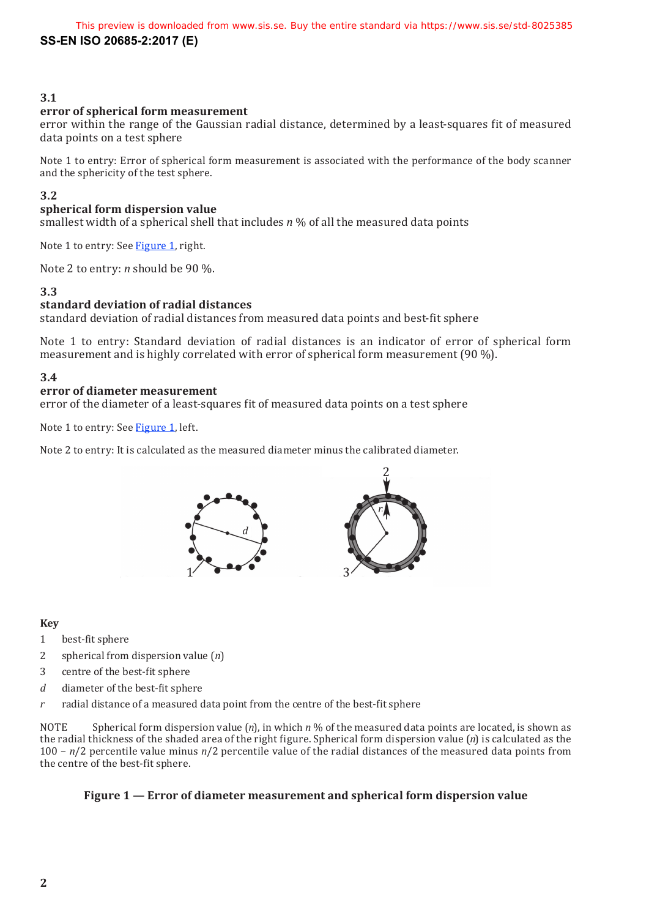### 3.1

**error of spherical form measurement**

error within the range of the Gaussian radial distance, determined by a least-squares fit of measured data points on a test sphere

Note 1 to entry: Error of spherical form measurement is associated with the performance of the body scanner and the sphericity of the test sphere.

### 3.2

**spherical form dispersion value**

smallest width of a spherical shell that includes *n* % of all the measured data points

Note 1 to entry: See Figure 1, right.

Note 2 to entry: *n* should be 90 %.

### 3.3

**standard deviation of radial distances**

standard deviation of radial distances from measured data points and best-fit sphere

Note 1 to entry: Standard deviation of radial distances is an indicator of error of spherical form measurement and is highly correlated with error of spherical form measurement (90 %).

### 3.4

**error of diameter measurement**

error of the diameter of a least-squares fit of measured data points on a test sphere

Note 1 to entry: See Figure 1, left.

Note 2 to entry: It is calculated as the measured diameter minus the calibrated diameter.

1
d
2
r
3

**Key**

1 best-fit sphere

2 spherical from dispersion value (*n*)

3 centre of the best-fit sphere

*d* diameter of the best-fit sphere

*r* radial distance of a measured data point from the centre of the best-fit sphere

NOTE Spherical form dispersion value (*n*), in which *n* % of the measured data points are located, is shown as the radial thickness of the shaded area of the right figure. Spherical form dispersion value (*n*) is calculated as the 100 – *n*/2 percentile value minus *n*/2 percentile value of the radial distances of the measured data points from the centre of the best-fit sphere.

**Figure 1 — Error of diameter measurement and spherical form dispersion value**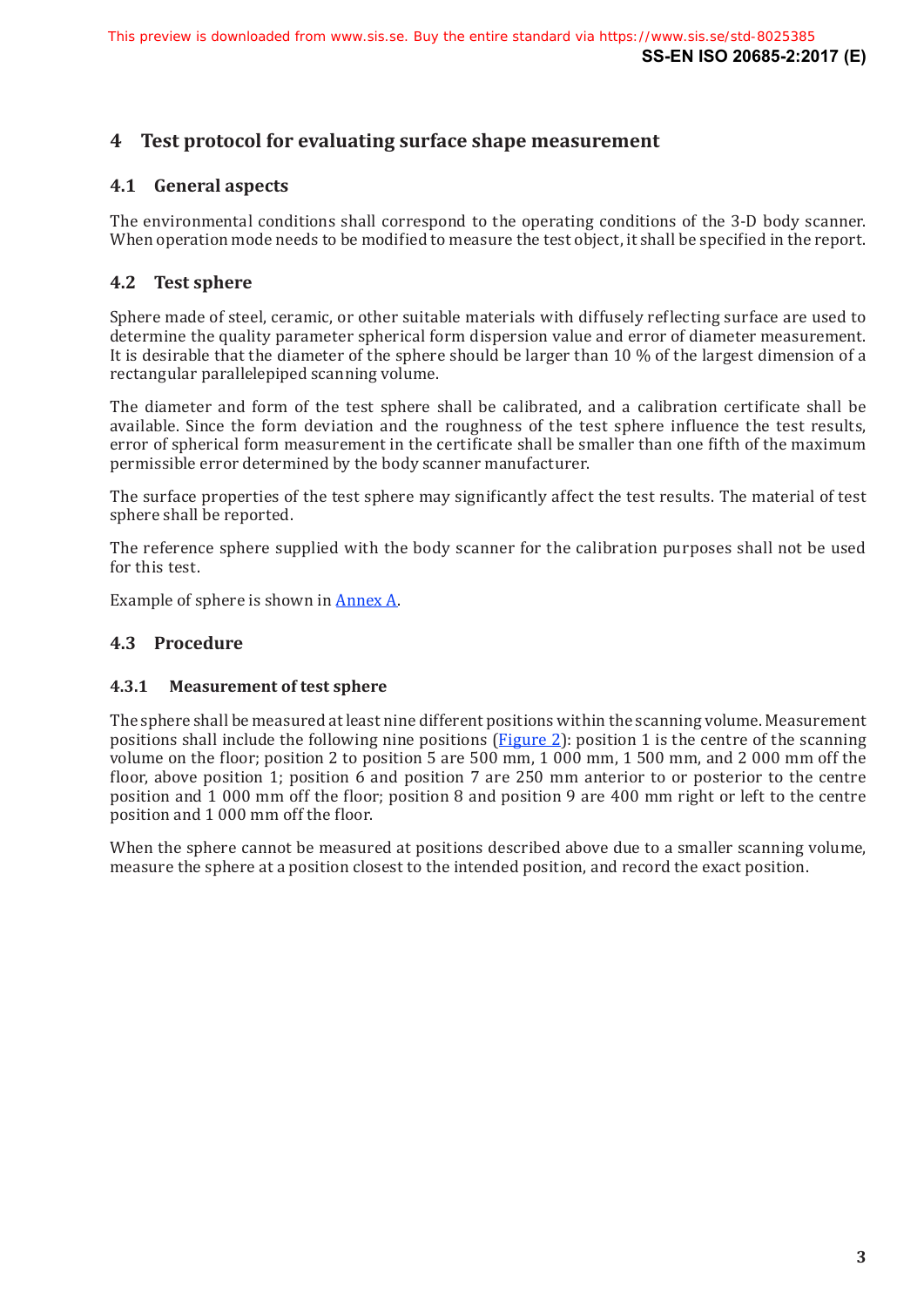# 4 Test protocol for evaluating surface shape measurement

## 4.1 General aspects

The environmental conditions shall correspond to the operating conditions of the 3-D body scanner. When operation mode needs to be modified to measure the test object, it shall be specified in the report.

## 4.2 Test sphere

Sphere made of steel, ceramic, or other suitable materials with diffusely reflecting surface are used to determine the quality parameter spherical form dispersion value and error of diameter measurement. It is desirable that the diameter of the sphere should be larger than 10 % of the largest dimension of a rectangular parallelepiped scanning volume.

The diameter and form of the test sphere shall be calibrated, and a calibration certificate shall be available. Since the form deviation and the roughness of the test sphere influence the test results, error of spherical form measurement in the certificate shall be smaller than one fifth of the maximum permissible error determined by the body scanner manufacturer.

The surface properties of the test sphere may significantly affect the test results. The material of test sphere shall be reported.

The reference sphere supplied with the body scanner for the calibration purposes shall not be used for this test.

Example of sphere is shown in Annex A.

## 4.3 Procedure

### 4.3.1 Measurement of test sphere

The sphere shall be measured at least nine different positions within the scanning volume. Measurement positions shall include the following nine positions (Figure 2): position 1 is the centre of the scanning volume on the floor; position 2 to position 5 are 500 mm, 1 000 mm, 1 500 mm, and 2 000 mm off the floor, above position 1; position 6 and position 7 are 250 mm anterior to or posterior to the centre position and 1 000 mm off the floor; position 8 and position 9 are 400 mm right or left to the centre position and 1 000 mm off the floor.

When the sphere cannot be measured at positions described above due to a smaller scanning volume, measure the sphere at a position closest to the intended position, and record the exact position.